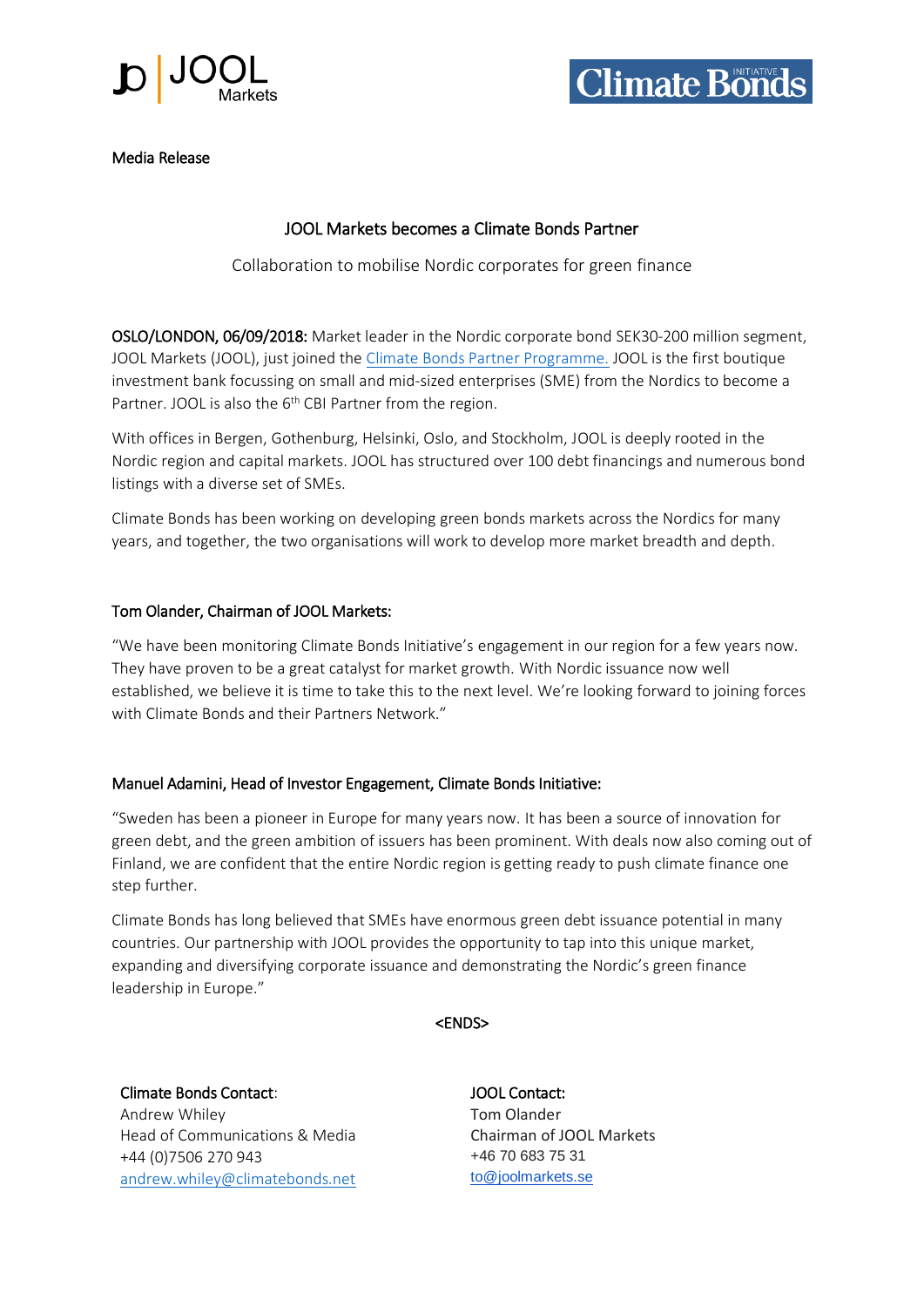Media Release

# JOOL Markets becomes a Climate Bonds Partner

Collaboration to mobilise Nordic corporates for green finance

**OSLO/LONDON, 06/09/2018:** Market leader in the Nordic corporate bond SEK30-200 million segment, JOOL Markets (JOOL), just joined the Climate Bonds Partner Programme. JOOL is the first boutique investment bank focussing on small and mid-sized enterprises (SME) from the Nordics to become a Partner. JOOL is also the 6th CBI Partner from the region.

With offices in Bergen, Gothenburg, Helsinki, Oslo, and Stockholm, JOOL is deeply rooted in the Nordic region and capital markets. JOOL has structured over 100 debt financings and numerous bond listings with a diverse set of SMEs.

Climate Bonds has been working on developing green bonds markets across the Nordics for many years, and together, the two organisations will work to develop more market breadth and depth.

## Tom Olander, Chairman of JOOL Markets:

"We have been monitoring Climate Bonds Initiative's engagement in our region for a few years now. They have proven to be a great catalyst for market growth. With Nordic issuance now well established, we believe it is time to take this to the next level. We're looking forward to joining forces with Climate Bonds and their Partners Network."

## Manuel Adamini, Head of Investor Engagement, Climate Bonds Initiative:

"Sweden has been a pioneer in Europe for many years now. It has been a source of innovation for green debt, and the green ambition of issuers has been prominent. With deals now also coming out of Finland, we are confident that the entire Nordic region is getting ready to push climate finance one step further.

Climate Bonds has long believed that SMEs have enormous green debt issuance potential in many countries. Our partnership with JOOL provides the opportunity to tap into this unique market, expanding and diversifying corporate issuance and demonstrating the Nordic's green finance leadership in Europe."

<ENDS>

**Climate Bonds Contact**:
Andrew Whiley
Head of Communications & Media
+44 (0)7506 270 943
andrew.whiley@climatebonds.net

**JOOL Contact:**
Tom Olander
Chairman of JOOL Markets
+46 70 683 75 31
to@joolmarkets.se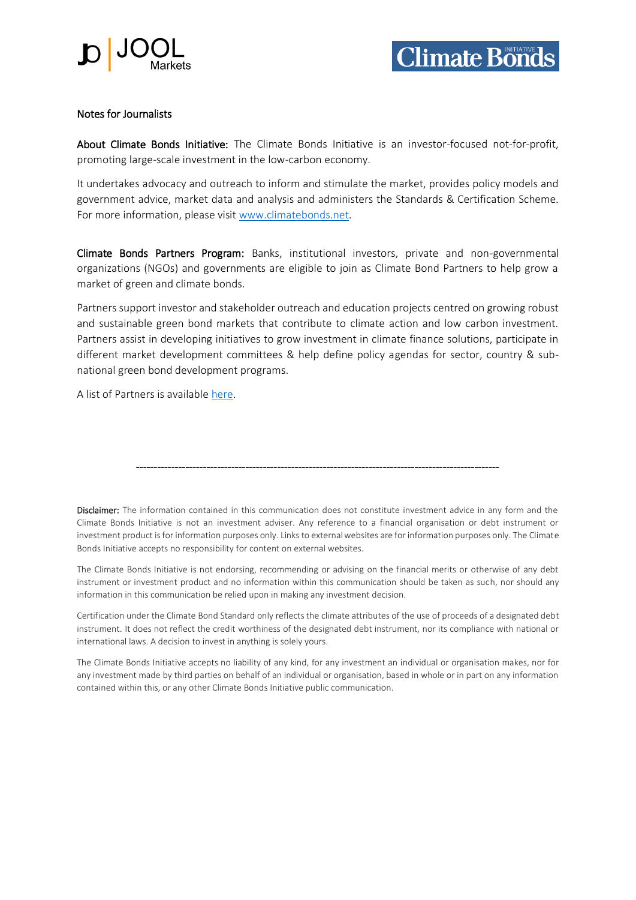Notes for Journalists

**About Climate Bonds Initiative:** The Climate Bonds Initiative is an investor-focused not-for-profit, promoting large-scale investment in the low-carbon economy.

It undertakes advocacy and outreach to inform and stimulate the market, provides policy models and government advice, market data and analysis and administers the Standards & Certification Scheme. For more information, please visit [www.climatebonds.net](www.climatebonds.net).

**Climate Bonds Partners Program:** Banks, institutional investors, private and non-governmental organizations (NGOs) and governments are eligible to join as Climate Bond Partners to help grow a market of green and climate bonds.

Partners support investor and stakeholder outreach and education projects centred on growing robust and sustainable green bond markets that contribute to climate action and low carbon investment. Partners assist in developing initiatives to grow investment in climate finance solutions, participate in different market development committees & help define policy agendas for sector, country & sub-national green bond development programs.

A list of Partners is available here.

---

**Disclaimer:** The information contained in this communication does not constitute investment advice in any form and the Climate Bonds Initiative is not an investment adviser. Any reference to a financial organisation or debt instrument or investment product is for information purposes only. Links to external websites are for information purposes only. The Climate Bonds Initiative accepts no responsibility for content on external websites.

The Climate Bonds Initiative is not endorsing, recommending or advising on the financial merits or otherwise of any debt instrument or investment product and no information within this communication should be taken as such, nor should any information in this communication be relied upon in making any investment decision.

Certification under the Climate Bond Standard only reflects the climate attributes of the use of proceeds of a designated debt instrument. It does not reflect the credit worthiness of the designated debt instrument, nor its compliance with national or international laws. A decision to invest in anything is solely yours.

The Climate Bonds Initiative accepts no liability of any kind, for any investment an individual or organisation makes, nor for any investment made by third parties on behalf of an individual or organisation, based in whole or in part on any information contained within this, or any other Climate Bonds Initiative public communication.